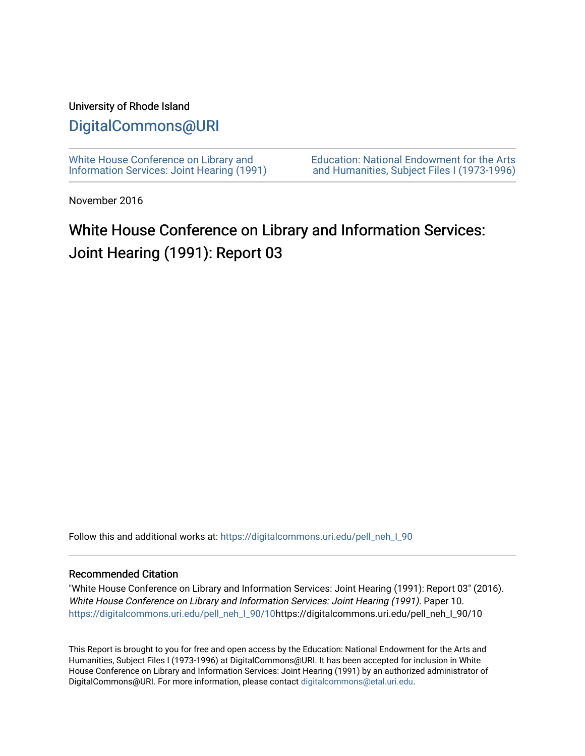University of Rhode Island

DigitalCommons@URI

White House Conference on Library and Information Services: Joint Hearing (1991)

Education: National Endowment for the Arts and Humanities, Subject Files I (1973-1996)

November 2016

# White House Conference on Library and Information Services: Joint Hearing (1991): Report 03

Follow this and additional works at: https://digitalcommons.uri.edu/pell_neh_I_90

## Recommended Citation

"White House Conference on Library and Information Services: Joint Hearing (1991): Report 03" (2016). *White House Conference on Library and Information Services: Joint Hearing (1991).* Paper 10. https://digitalcommons.uri.edu/pell_neh_I_90/10https://digitalcommons.uri.edu/pell_neh_I_90/10

This Report is brought to you for free and open access by the Education: National Endowment for the Arts and Humanities, Subject Files I (1973-1996) at DigitalCommons@URI. It has been accepted for inclusion in White House Conference on Library and Information Services: Joint Hearing (1991) by an authorized administrator of DigitalCommons@URI. For more information, please contact digitalcommons@etal.uri.edu.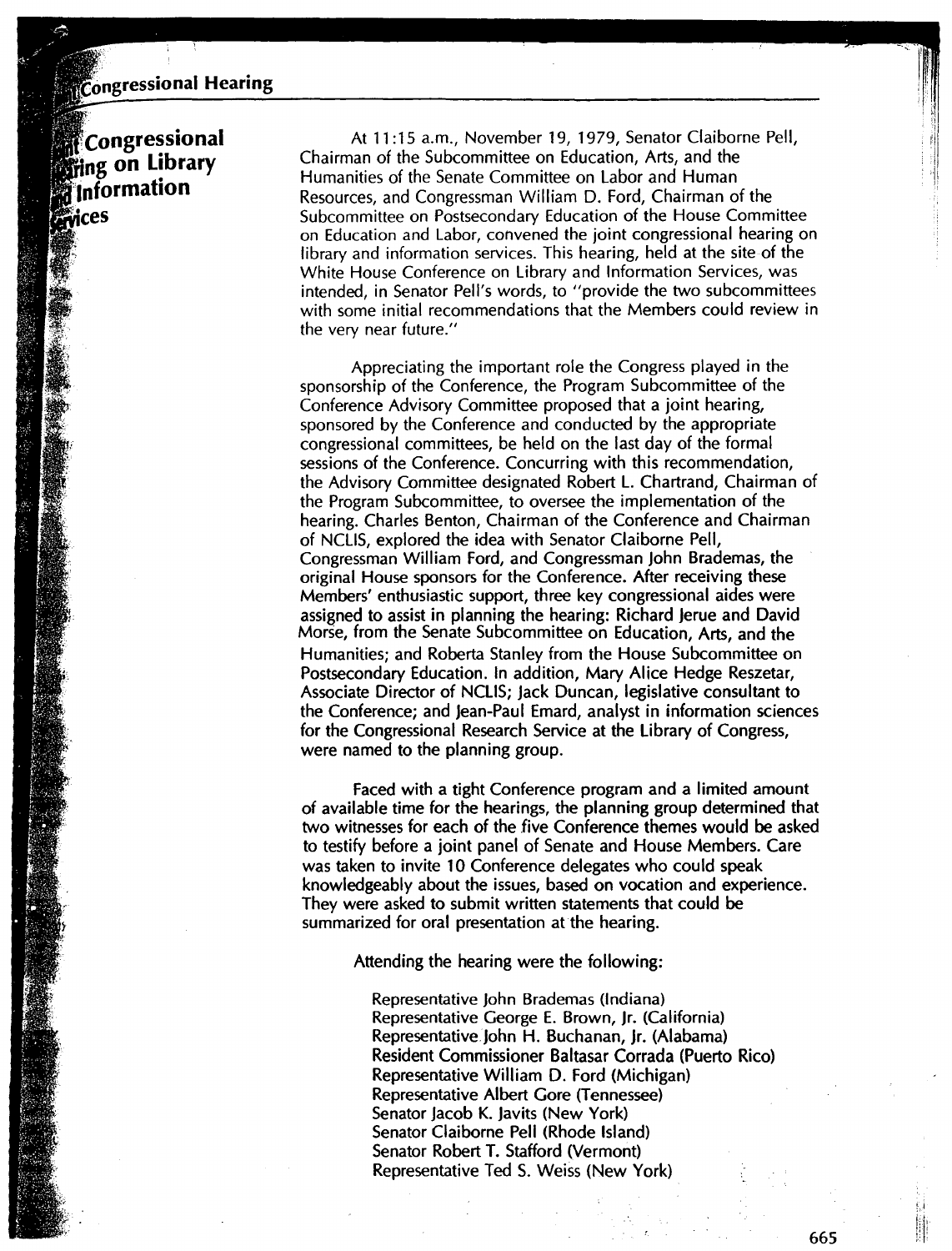## Joint Congressional Hearing on Library and Information Services

At 11:15 a.m., November 19, 1979, Senator Claiborne Pell, Chairman of the Subcommittee on Education, Arts, and the Humanities of the Senate Committee on Labor and Human Resources, and Congressman William D. Ford, Chairman of the Subcommittee on Postsecondary Education of the House Committee on Education and Labor, convened the joint congressional hearing on library and information services. This hearing, held at the site of the White House Conference on Library and Information Services, was intended, in Senator Pell's words, to "provide the two subcommittees with some initial recommendations that the Members could review in the very near future."

Appreciating the important role the Congress played in the sponsorship of the Conference, the Program Subcommittee of the Conference Advisory Committee proposed that a joint hearing, sponsored by the Conference and conducted by the appropriate congressional committees, be held on the last day of the formal sessions of the Conference. Concurring with this recommendation, the Advisory Committee designated Robert L. Chartrand, Chairman of the Program Subcommittee, to oversee the implementation of the hearing. Charles Benton, Chairman of the Conference and Chairman of NCLIS, explored the idea with Senator Claiborne Pell, Congressman William Ford, and Congressman John Brademas, the original House sponsors for the Conference. After receiving these Members' enthusiastic support, three key congressional aides were assigned to assist in planning the hearing: Richard Jerue and David Morse, from the Senate Subcommittee on Education, Arts, and the Humanities; and Roberta Stanley from the House Subcommittee on Postsecondary Education. In addition, Mary Alice Hedge Reszetar, Associate Director of NCLIS; Jack Duncan, legislative consultant to the Conference; and Jean-Paul Emard, analyst in information sciences for the Congressional Research Service at the Library of Congress, were named to the planning group.

Faced with a tight Conference program and a limited amount of available time for the hearings, the planning group determined that two witnesses for each of the five Conference themes would be asked to testify before a joint panel of Senate and House Members. Care was taken to invite 10 Conference delegates who could speak knowledgeably about the issues, based on vocation and experience. They were asked to submit written statements that could be summarized for oral presentation at the hearing.

Attending the hearing were the following:

Representative John Brademas (Indiana)
Representative George E. Brown, Jr. (California)
Representative John H. Buchanan, Jr. (Alabama)
Resident Commissioner Baltasar Corrada (Puerto Rico)
Representative William D. Ford (Michigan)
Representative Albert Gore (Tennessee)
Senator Jacob K. Javits (New York)
Senator Claiborne Pell (Rhode Island)
Senator Robert T. Stafford (Vermont)
Representative Ted S. Weiss (New York)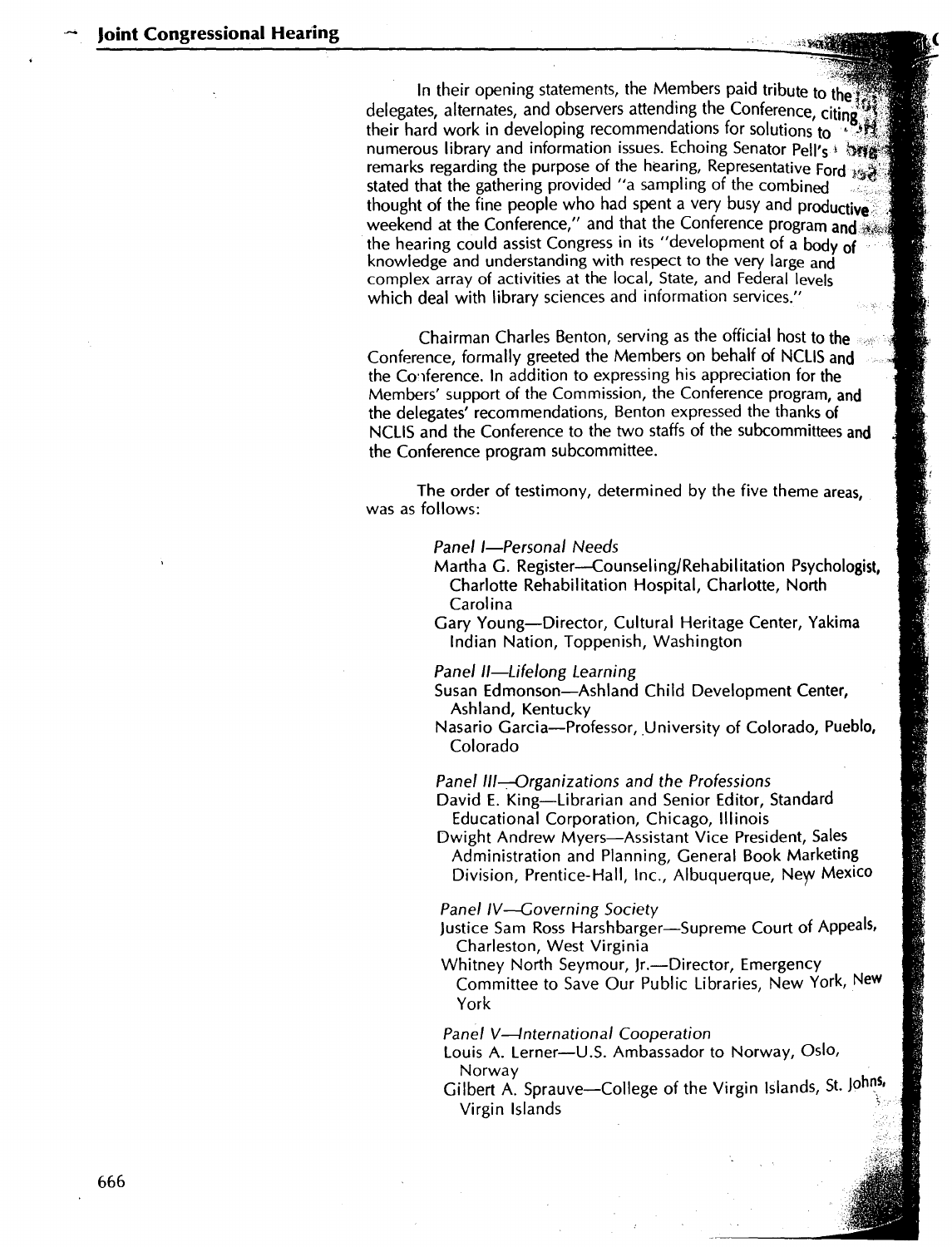In their opening statements, the Members paid tribute to the delegates, alternates, and observers attending the Conference, citing their hard work in developing recommendations for solutions to numerous library and information issues. Echoing Senator Pell's remarks regarding the purpose of the hearing, Representative Ford stated that the gathering provided "a sampling of the combined thought of the fine people who had spent a very busy and productive weekend at the Conference," and that the Conference program and the hearing could assist Congress in its "development of a body of knowledge and understanding with respect to the very large and complex array of activities at the local, State, and Federal levels which deal with library sciences and information services."

Chairman Charles Benton, serving as the official host to the Conference, formally greeted the Members on behalf of NCLIS and the Conference. In addition to expressing his appreciation for the Members' support of the Commission, the Conference program, and the delegates' recommendations, Benton expressed the thanks of NCLIS and the Conference to the two staffs of the subcommittees and the Conference program subcommittee.

The order of testimony, determined by the five theme areas, was as follows:

*Panel I—Personal Needs*

Martha G. Register—Counseling/Rehabilitation Psychologist, Charlotte Rehabilitation Hospital, Charlotte, North Carolina

Gary Young—Director, Cultural Heritage Center, Yakima Indian Nation, Toppenish, Washington

*Panel II—Lifelong Learning*

Susan Edmonson—Ashland Child Development Center, Ashland, Kentucky

Nasario Garcia—Professor, University of Colorado, Pueblo, Colorado

*Panel III—Organizations and the Professions*

David E. King—Librarian and Senior Editor, Standard Educational Corporation, Chicago, Illinois

Dwight Andrew Myers—Assistant Vice President, Sales Administration and Planning, General Book Marketing Division, Prentice-Hall, Inc., Albuquerque, New Mexico

*Panel IV—Governing Society*

Justice Sam Ross Harshbarger—Supreme Court of Appeals, Charleston, West Virginia

Whitney North Seymour, Jr.—Director, Emergency Committee to Save Our Public Libraries, New York, New York

*Panel V—International Cooperation*

Louis A. Lerner—U.S. Ambassador to Norway, Oslo, Norway

Gilbert A. Sprauve—College of the Virgin Islands, St. Johns, Virgin Islands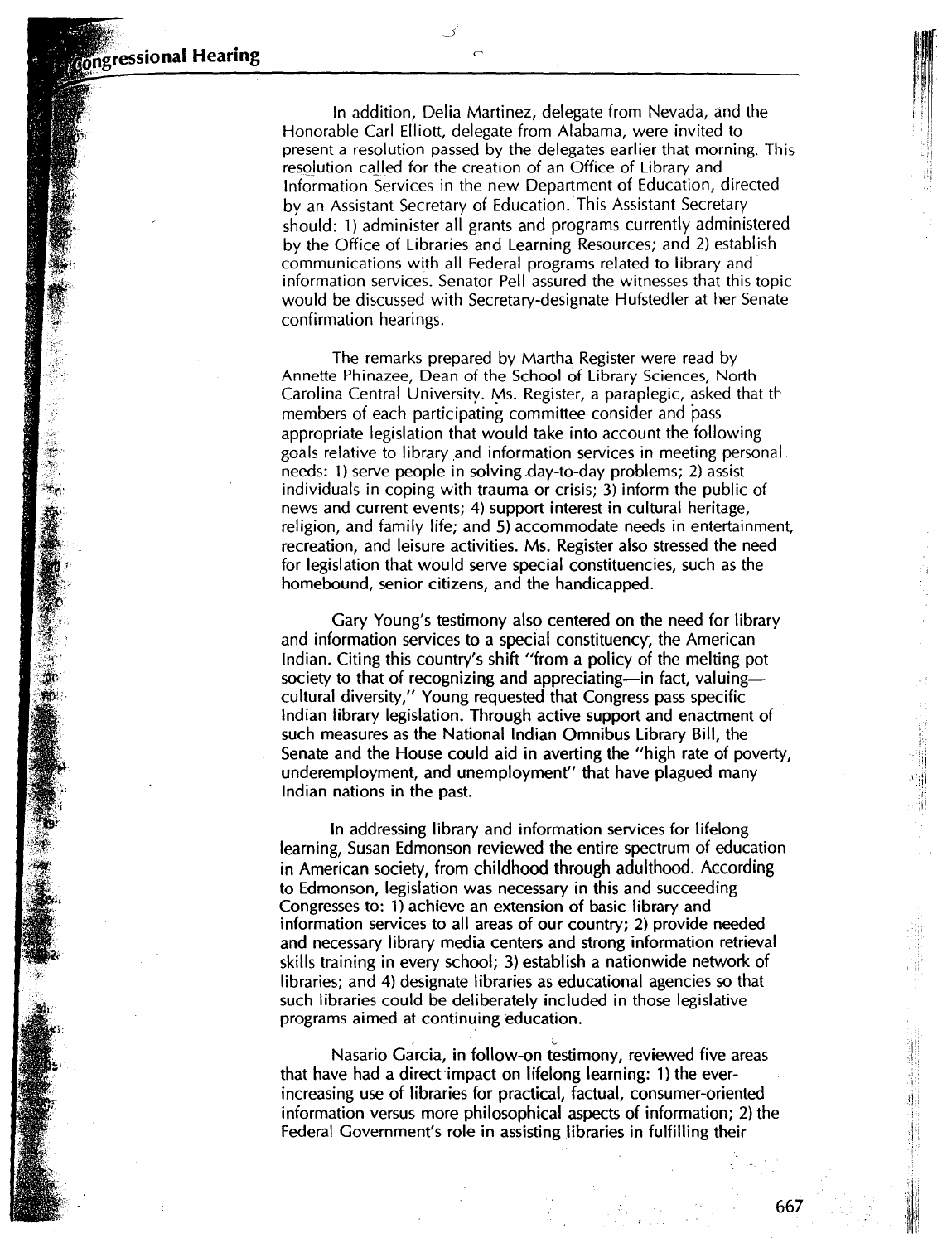In addition, Delia Martinez, delegate from Nevada, and the Honorable Carl Elliott, delegate from Alabama, were invited to present a resolution passed by the delegates earlier that morning. This resolution called for the creation of an Office of Library and Information Services in the new Department of Education, directed by an Assistant Secretary of Education. This Assistant Secretary should: 1) administer all grants and programs currently administered by the Office of Libraries and Learning Resources; and 2) establish communications with all Federal programs related to library and information services. Senator Pell assured the witnesses that this topic would be discussed with Secretary-designate Hufstedler at her Senate confirmation hearings.

The remarks prepared by Martha Register were read by Annette Phinazee, Dean of the School of Library Sciences, North Carolina Central University. Ms. Register, a paraplegic, asked that th members of each participating committee consider and pass appropriate legislation that would take into account the following goals relative to library and information services in meeting personal needs: 1) serve people in solving day-to-day problems; 2) assist individuals in coping with trauma or crisis; 3) inform the public of news and current events; 4) support interest in cultural heritage, religion, and family life; and 5) accommodate needs in entertainment, recreation, and leisure activities. Ms. Register also stressed the need for legislation that would serve special constituencies, such as the homebound, senior citizens, and the handicapped.

Gary Young's testimony also centered on the need for library and information services to a special constituency, the American Indian. Citing this country's shift "from a policy of the melting pot society to that of recognizing and appreciating—in fact, valuing—cultural diversity," Young requested that Congress pass specific Indian library legislation. Through active support and enactment of such measures as the National Indian Omnibus Library Bill, the Senate and the House could aid in averting the "high rate of poverty, underemployment, and unemployment" that have plagued many Indian nations in the past.

In addressing library and information services for lifelong learning, Susan Edmonson reviewed the entire spectrum of education in American society, from childhood through adulthood. According to Edmonson, legislation was necessary in this and succeeding Congresses to: 1) achieve an extension of basic library and information services to all areas of our country; 2) provide needed and necessary library media centers and strong information retrieval skills training in every school; 3) establish a nationwide network of libraries; and 4) designate libraries as educational agencies so that such libraries could be deliberately included in those legislative programs aimed at continuing education.

Nasario Garcia, in follow-on testimony, reviewed five areas that have had a direct impact on lifelong learning: 1) the ever-increasing use of libraries for practical, factual, consumer-oriented information versus more philosophical aspects of information; 2) the Federal Government's role in assisting libraries in fulfilling their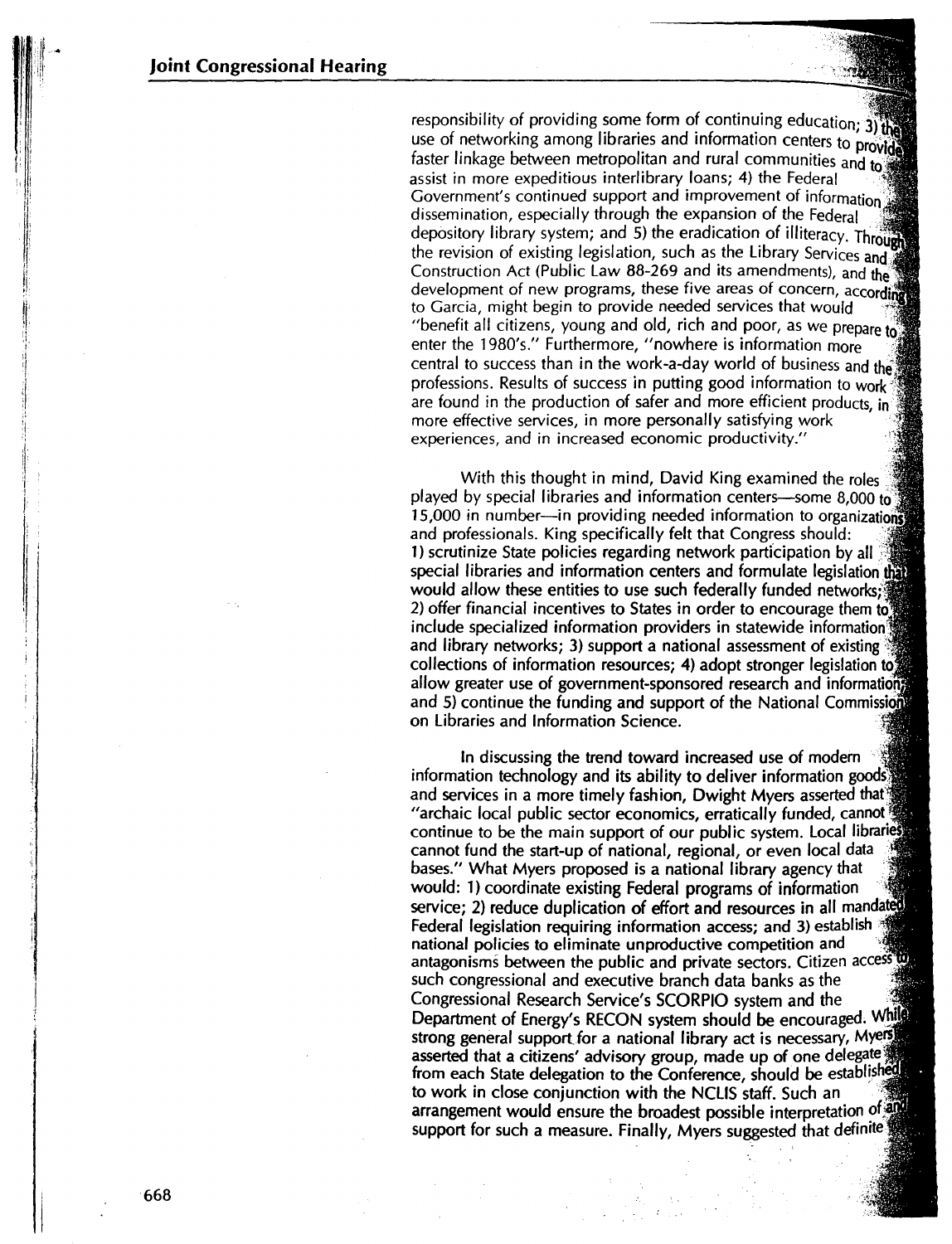responsibility of providing some form of continuing education; 3) the use of networking among libraries and information centers to provide faster linkage between metropolitan and rural communities and to assist in more expeditious interlibrary loans; 4) the Federal Government's continued support and improvement of information dissemination, especially through the expansion of the Federal depository library system; and 5) the eradication of illiteracy. Through the revision of existing legislation, such as the Library Services and Construction Act (Public Law 88-269 and its amendments), and the development of new programs, these five areas of concern, according to Garcia, might begin to provide needed services that would "benefit all citizens, young and old, rich and poor, as we prepare to enter the 1980's." Furthermore, "nowhere is information more central to success than in the work-a-day world of business and the professions. Results of success in putting good information to work are found in the production of safer and more efficient products, in more effective services, in more personally satisfying work experiences, and in increased economic productivity."

With this thought in mind, David King examined the roles played by special libraries and information centers—some 8,000 to 15,000 in number—in providing needed information to organizations and professionals. King specifically felt that Congress should: 1) scrutinize State policies regarding network participation by all special libraries and information centers and formulate legislation that would allow these entities to use such federally funded networks; 2) offer financial incentives to States in order to encourage them to include specialized information providers in statewide information and library networks; 3) support a national assessment of existing collections of information resources; 4) adopt stronger legislation to allow greater use of government-sponsored research and information; and 5) continue the funding and support of the National Commission on Libraries and Information Science.

In discussing the trend toward increased use of modern information technology and its ability to deliver information goods and services in a more timely fashion, Dwight Myers asserted that "archaic local public sector economics, erratically funded, cannot continue to be the main support of our public system. Local libraries cannot fund the start-up of national, regional, or even local data bases." What Myers proposed is a national library agency that would: 1) coordinate existing Federal programs of information service; 2) reduce duplication of effort and resources in all mandated Federal legislation requiring information access; and 3) establish national policies to eliminate unproductive competition and antagonisms between the public and private sectors. Citizen access to such congressional and executive branch data banks as the Congressional Research Service's SCORPIO system and the Department of Energy's RECON system should be encouraged. While strong general support for a national library act is necessary, Myers asserted that a citizens' advisory group, made up of one delegate from each State delegation to the Conference, should be established to work in close conjunction with the NCLIS staff. Such an arrangement would ensure the broadest possible interpretation of and support for such a measure. Finally, Myers suggested that definite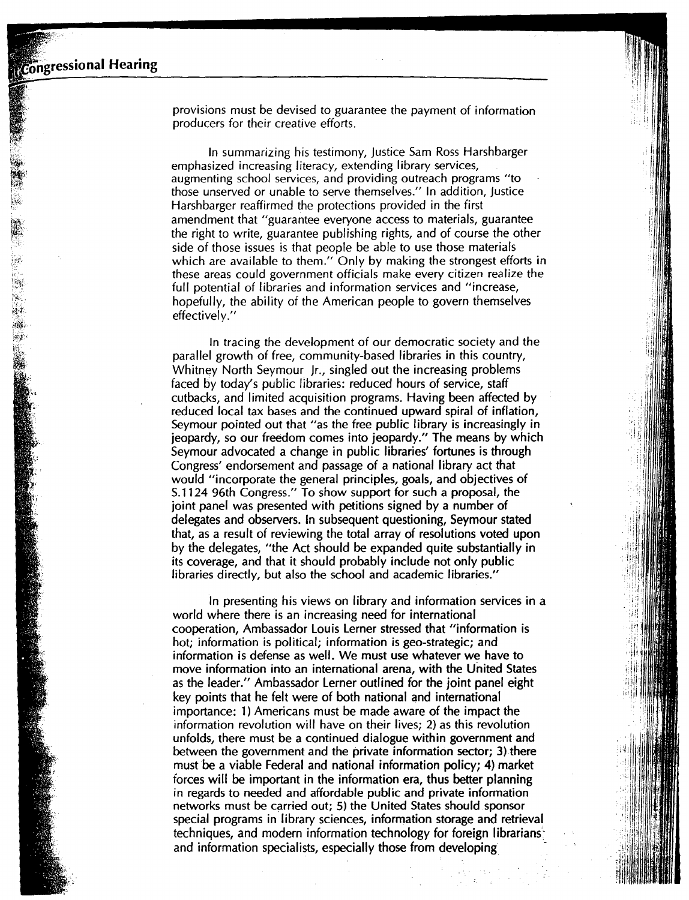provisions must be devised to guarantee the payment of information producers for their creative efforts.

In summarizing his testimony, Justice Sam Ross Harshbarger emphasized increasing literacy, extending library services, augmenting school services, and providing outreach programs "to those unserved or unable to serve themselves." In addition, Justice Harshbarger reaffirmed the protections provided in the first amendment that "guarantee everyone access to materials, guarantee the right to write, guarantee publishing rights, and of course the other side of those issues is that people be able to use those materials which are available to them." Only by making the strongest efforts in these areas could government officials make every citizen realize the full potential of libraries and information services and "increase, hopefully, the ability of the American people to govern themselves effectively."

In tracing the development of our democratic society and the parallel growth of free, community-based libraries in this country, Whitney North Seymour Jr., singled out the increasing problems faced by today's public libraries: reduced hours of service, staff cutbacks, and limited acquisition programs. Having been affected by reduced local tax bases and the continued upward spiral of inflation, Seymour pointed out that "as the free public library is increasingly in jeopardy, so our freedom comes into jeopardy." The means by which Seymour advocated a change in public libraries' fortunes is through Congress' endorsement and passage of a national library act that would "incorporate the general principles, goals, and objectives of S.1124 96th Congress." To show support for such a proposal, the joint panel was presented with petitions signed by a number of delegates and observers. In subsequent questioning, Seymour stated that, as a result of reviewing the total array of resolutions voted upon by the delegates, "the Act should be expanded quite substantially in its coverage, and that it should probably include not only public libraries directly, but also the school and academic libraries."

In presenting his views on library and information services in a world where there is an increasing need for international cooperation, Ambassador Louis Lerner stressed that "information is hot; information is political; information is geo-strategic; and information is defense as well. We must use whatever we have to move information into an international arena, with the United States as the leader." Ambassador Lerner outlined for the joint panel eight key points that he felt were of both national and international importance: 1) Americans must be made aware of the impact the information revolution will have on their lives; 2) as this revolution unfolds, there must be a continued dialogue within government and between the government and the private information sector; 3) there must be a viable Federal and national information policy; 4) market forces will be important in the information era, thus better planning in regards to needed and affordable public and private information networks must be carried out; 5) the United States should sponsor special programs in library sciences, information storage and retrieval techniques, and modern information technology for foreign librarians and information specialists, especially those from developing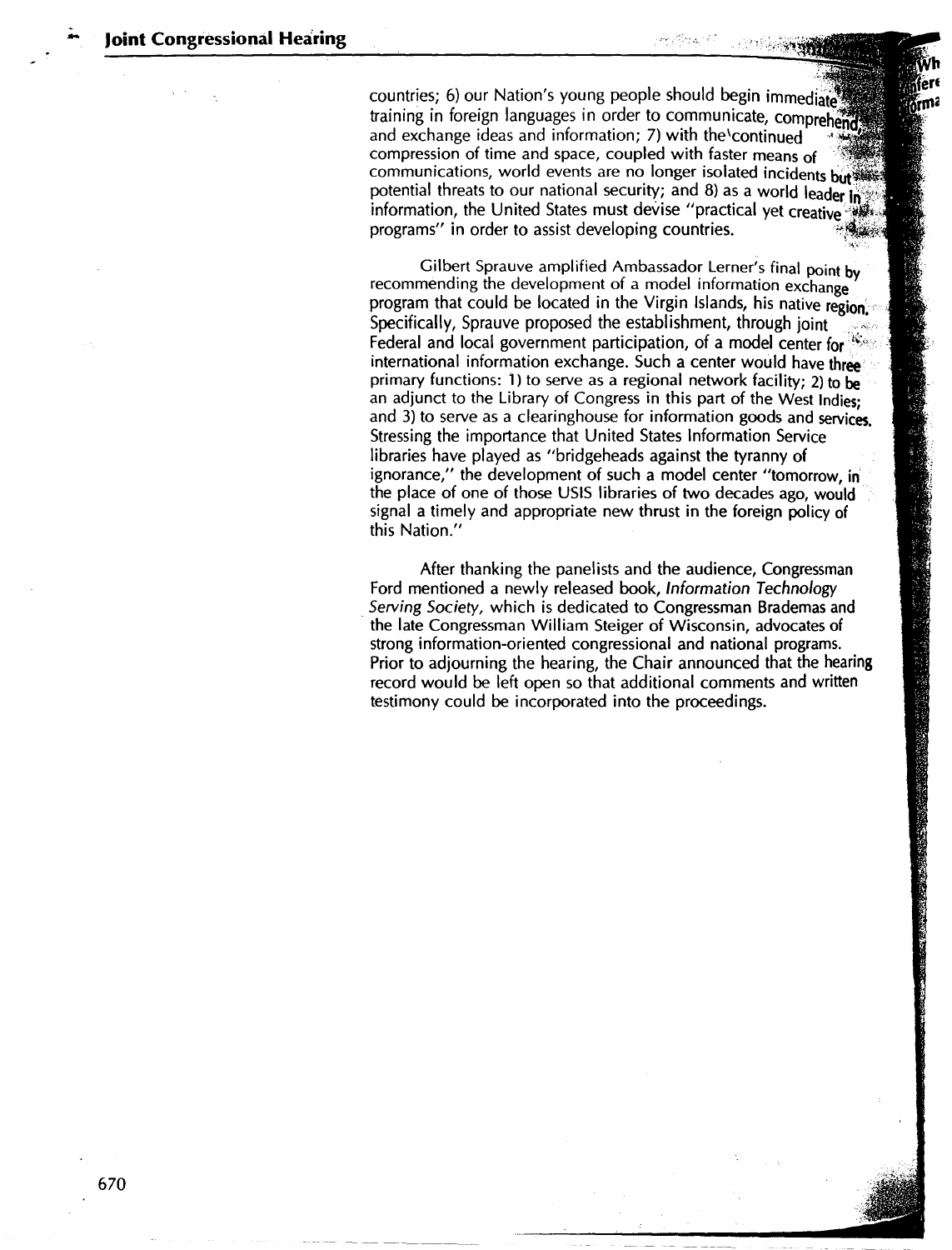countries; 6) our Nation's young people should begin immediate training in foreign languages in order to communicate, comprehend, and exchange ideas and information; 7) with the continued compression of time and space, coupled with faster means of communications, world events are no longer isolated incidents but potential threats to our national security; and 8) as a world leader in information, the United States must devise "practical yet creative programs" in order to assist developing countries.

Gilbert Sprauve amplified Ambassador Lerner's final point by recommending the development of a model information exchange program that could be located in the Virgin Islands, his native region. Specifically, Sprauve proposed the establishment, through joint Federal and local government participation, of a model center for international information exchange. Such a center would have three primary functions: 1) to serve as a regional network facility; 2) to be an adjunct to the Library of Congress in this part of the West Indies; and 3) to serve as a clearinghouse for information goods and services. Stressing the importance that United States Information Service libraries have played as "bridgeheads against the tyranny of ignorance," the development of such a model center "tomorrow, in the place of one of those USIS libraries of two decades ago, would signal a timely and appropriate new thrust in the foreign policy of this Nation."

After thanking the panelists and the audience, Congressman Ford mentioned a newly released book, *Information Technology Serving Society*, which is dedicated to Congressman Brademas and the late Congressman William Steiger of Wisconsin, advocates of strong information-oriented congressional and national programs. Prior to adjourning the hearing, the Chair announced that the hearing record would be left open so that additional comments and written testimony could be incorporated into the proceedings.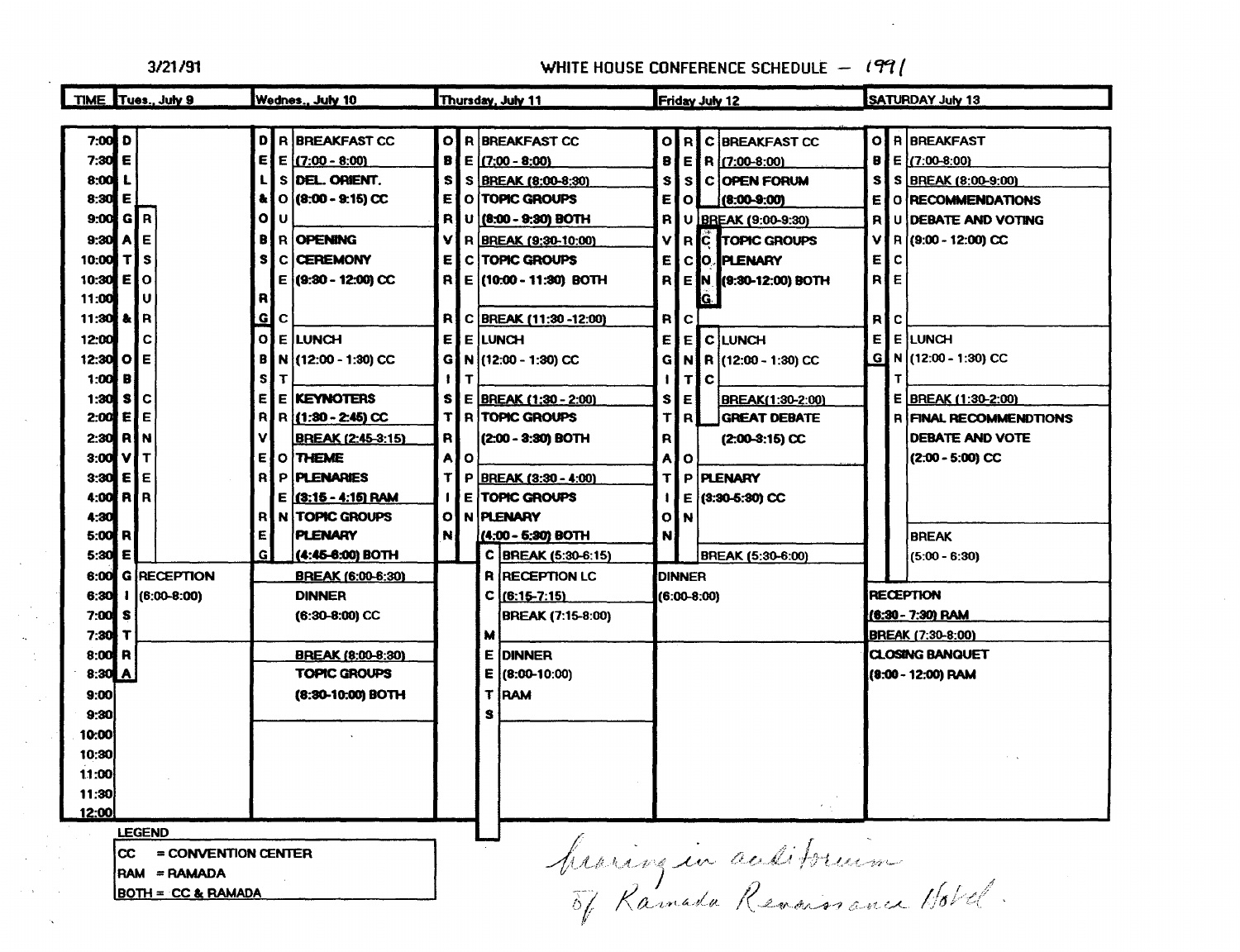3/21/91

# WHITE HOUSE CONFERENCE SCHEDULE — 1991

| TIME | Tues., July 9 | Wednes., July 10 | Thursday, July 11 | Friday July 12 | SATURDAY July 13 |
|---|---|---|---|---|---|
| 7:00 | DELEGATE & OBSERVER REGISTRA(tion) | DEL. & OBSERVER REG. — RESOURCE: BREAKFAST CC (7:00 - 8:00) | OBSERVER — RESOURCE: BREAKFAST CC (7:00 - 8:00) | OBSERVER — RESOURCE — CRC: BREAKFAST CC (7:00-8:00) | OBSERVER — RESOURCE: BREAKFAST (7:00-8:00) |
| 8:00 | | DEL. ORIENT. (8:00 - 9:15) CC | BREAK (8:00-8:30) | CRC: OPEN FORUM (8:00-9:00) | BREAK (8:00-9:00) |
| 8:30 | | | TOPIC GROUPS (8:00 - 9:30) BOTH | | RECOMMENDATIONS DEBATE AND VOTING (9:00 - 12:00) CC |
| 9:00 | RESOURCE CENTER | | | BREAK (9:00-9:30) | |
| 9:30 | | OPENING CEREMONY (9:30 - 12:00) CC | BREAK (9:30-10:00) | CONG.: TOPIC GROUPS PLENARY (9:30-12:00) BOTH | |
| 10:00 | | | TOPIC GROUPS (10:00 - 11:30) BOTH | | |
| 11:30 | | | BREAK (11:30 -12:00) | | |
| 12:00 | | LUNCH (12:00 - 1:30) CC | LUNCH (12:00 - 1:30) CC | CRC: LUNCH (12:00 - 1:30) CC | LUNCH (12:00 - 1:30) CC |
| 1:30 | | KEYNOTERS (1:30 - 2:45) CC | BREAK (1:30 - 2:00) | BREAK(1:30-2:00) | BREAK (1:30-2:00) |
| 2:00 | | | TOPIC GROUPS (2:00 - 3:30) BOTH | GREAT DEBATE (2:00-3:15) CC | FINAL RECOMMENDTIONS DEBATE AND VOTE (2:00 - 5:00) CC |
| 2:30 | | BREAK (2:45-3:15) | | | |
| 3:00 | | THEME PLENARIES (3:15 - 4:15) RAM | | | |
| 3:30 | | | BREAK (3:30 - 4:00) | PLENARY (3:30-5:30) CC | |
| 4:00 | | | TOPIC GROUPS PLENARY (4:00 - 5:30) BOTH | | |
| 4:30 | | TOPIC GROUPS PLENARY (4:45-6:00) BOTH | | | |
| 5:00 | REGISTRA(tion) | | | | BREAK (5:00 - 6:30) |
| 5:30 | | | CRC MEETS: BREAK (5:30-6:15) | BREAK (5:30-6:00) | |
| 6:00 | RECEPTION (6:00-8:00) | BREAK (6:00-6:30) | RECEPTION LC (6:15-7:15) | DINNER (6:00-8:00) | |
| 6:30 | | DINNER (6:30-8:00) CC | | | RECEPTION (6:30 - 7:30) RAM |
| 7:00 | | | BREAK (7:15-8:00) | | |
| 7:30 | | | | | BREAK (7:30-8:00) |
| 8:00 | | BREAK (8:00-8:30) | DINNER (8:00-10:00) RAM | | CLOSING BANQUET (8:00 - 12:00) RAM |
| 8:30 | | TOPIC GROUPS (8:30-10:00) BOTH | | | |
| 9:00 | | | | | |
| 9:30 | | | | | |
| 10:00 | | | | | |
| 10:30 | | | | | |
| 11:00 | | | | | |
| 11:30 | | | | | |
| 12:00 | | | | | |

**LEGEND**

- CC = CONVENTION CENTER
- RAM = RAMADA
- BOTH = CC & RAMADA

*hearing in auditorium of Ramada Renaissance Hotel*